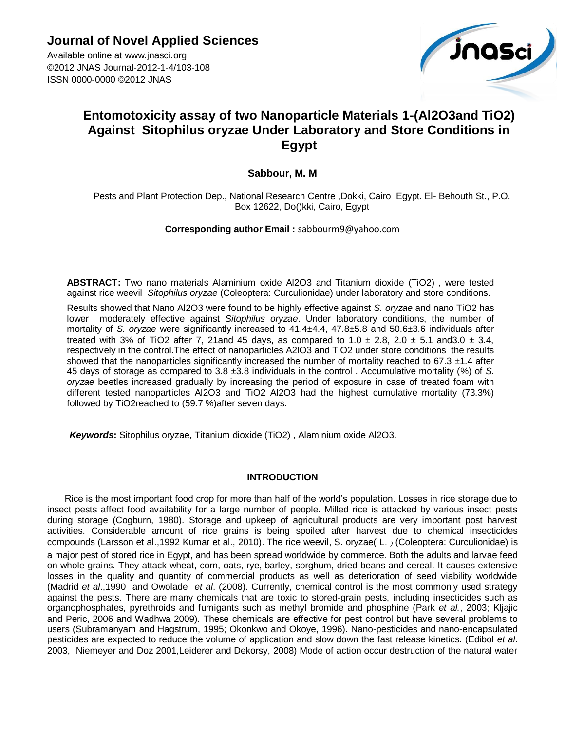# Journal of Novel Applied Sciences

Available online at www.jnasci.org
©2012 JNAS Journal-2012-1-4/103-108
ISSN 0000-0000 ©2012 JNAS

## Entomotoxicity assay of two Nanoparticle Materials 1-($Al_2O_3$and $TiO_2$) Against Sitophilus oryzae Under Laboratory and Store Conditions in Egypt

**Sabbour, M. M**

Pests and Plant Protection Dep., National Research Centre ,Dokki, Cairo Egypt. El- Behouth St., P.O. Box 12622, Do()kki, Cairo, Egypt

**Corresponding author Email :** sabbourm9@yahoo.com

**ABSTRACT:** Two nano materials Alaminium oxide $Al_2O_3$ and Titanium dioxide ($TiO_2$) , were tested against rice weevil *Sitophilus oryzae* (Coleoptera: Curculionidae) under laboratory and store conditions.

Results showed that Nano $Al_2O_3$ were found to be highly effective against *S. oryzae* and nano $TiO_2$ has lower moderately effective against *Sitophilus oryzae*. Under laboratory conditions, the number of mortality of *S. oryzae* were significantly increased to 41.4±4.4, 47.8±5.8 and 50.6±3.6 individuals after treated with 3% of $TiO_2$ after 7, 21and 45 days, as compared to 1.0 ± 2.8, 2.0 ± 5.1 and3.0 ± 3.4, respectively in the control.The effect of nanoparticles A2lO3 and $TiO_2$ under store conditions the results showed that the nanoparticles significantly increased the number of mortality reached to 67.3 ±1.4 after 45 days of storage as compared to 3.8 ±3.8 individuals in the control . Accumulative mortality (%) of *S. oryzae* beetles increased gradually by increasing the period of exposure in case of treated foam with different tested nanoparticles $Al_2O_3$ and $TiO_2$ $Al_2O_3$ had the highest cumulative mortality (73.3%) followed by TiO2reached to (59.7 %)after seven days.

***Keywords*:** Sitophilus oryzae**,** Titanium dioxide ($TiO_2$) , Alaminium oxide $Al_2O_3$.

### INTRODUCTION

Rice is the most important food crop for more than half of the world's population. Losses in rice storage due to insect pests affect food availability for a large number of people. Milled rice is attacked by various insect pests during storage (Cogburn, 1980). Storage and upkeep of agricultural products are very important post harvest activities. Considerable amount of rice grains is being spoiled after harvest due to chemical insecticides compounds (Larsson et al.,1992 Kumar et al., 2010). The rice weevil, S. oryzae( L. ) (Coleoptera: Curculionidae) is a major pest of stored rice in Egypt, and has been spread worldwide by commerce. Both the adults and larvae feed on whole grains. They attack wheat, corn, oats, rye, barley, sorghum, dried beans and cereal. It causes extensive losses in the quality and quantity of commercial products as well as deterioration of seed viability worldwide (Madrid *et al*.,1990 and Owolade *et al*. (2008). Currently, chemical control is the most commonly used strategy against the pests. There are many chemicals that are toxic to stored-grain pests, including insecticides such as organophosphates, pyrethroids and fumigants such as methyl bromide and phosphine (Park *et al.*, 2003; Kljajic and Peric, 2006 and Wadhwa 2009). These chemicals are effective for pest control but have several problems to users (Subramanyam and Hagstrum, 1995; Okonkwo and Okoye, 1996). Nano-pesticides and nano-encapsulated pesticides are expected to reduce the volume of application and slow down the fast release kinetics. (Edibol *et al*. 2003, Niemeyer and Doz 2001,Leiderer and Dekorsy, 2008) Mode of action occur destruction of the natural water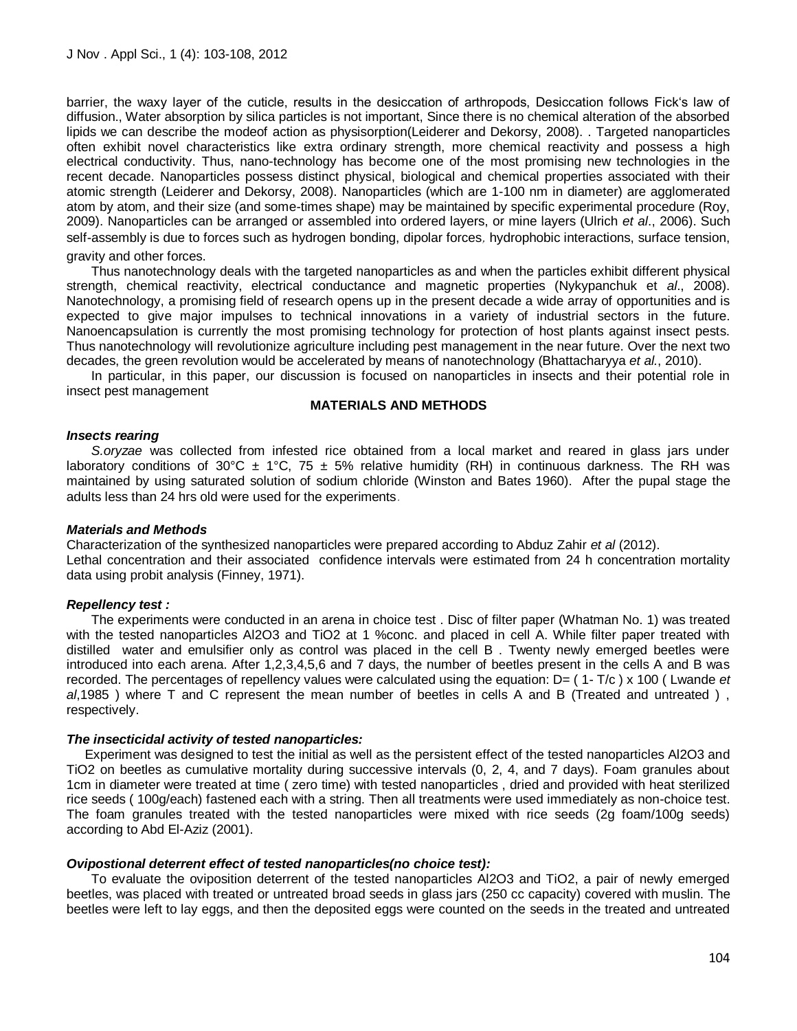barrier, the waxy layer of the cuticle, results in the desiccation of arthropods, Desiccation follows Fick's law of diffusion., Water absorption by silica particles is not important, Since there is no chemical alteration of the absorbed lipids we can describe the modeof action as physisorption(Leiderer and Dekorsy, 2008). . Targeted nanoparticles often exhibit novel characteristics like extra ordinary strength, more chemical reactivity and possess a high electrical conductivity. Thus, nano-technology has become one of the most promising new technologies in the recent decade. Nanoparticles possess distinct physical, biological and chemical properties associated with their atomic strength (Leiderer and Dekorsy, 2008). Nanoparticles (which are 1-100 nm in diameter) are agglomerated atom by atom, and their size (and some-times shape) may be maintained by specific experimental procedure (Roy, 2009). Nanoparticles can be arranged or assembled into ordered layers, or mine layers (Ulrich *et al*., 2006). Such self-assembly is due to forces such as hydrogen bonding, dipolar forces, hydrophobic interactions, surface tension, gravity and other forces.

Thus nanotechnology deals with the targeted nanoparticles as and when the particles exhibit different physical strength, chemical reactivity, electrical conductance and magnetic properties (Nykypanchuk et *al*., 2008). Nanotechnology, a promising field of research opens up in the present decade a wide array of opportunities and is expected to give major impulses to technical innovations in a variety of industrial sectors in the future. Nanoencapsulation is currently the most promising technology for protection of host plants against insect pests. Thus nanotechnology will revolutionize agriculture including pest management in the near future. Over the next two decades, the green revolution would be accelerated by means of nanotechnology (Bhattacharyya *et al.*, 2010).

In particular, in this paper, our discussion is focused on nanoparticles in insects and their potential role in insect pest management

## MATERIALS AND METHODS

### *Insects rearing*

*S.oryzae* was collected from infested rice obtained from a local market and reared in glass jars under laboratory conditions of 30°C ± 1°C, 75 ± 5% relative humidity (RH) in continuous darkness. The RH was maintained by using saturated solution of sodium chloride (Winston and Bates 1960). After the pupal stage the adults less than 24 hrs old were used for the experiments.

### *Materials and Methods*

Characterization of the synthesized nanoparticles were prepared according to Abduz Zahir *et al* (2012).
Lethal concentration and their associated confidence intervals were estimated from 24 h concentration mortality data using probit analysis (Finney, 1971).

### *Repellency test :*

The experiments were conducted in an arena in choice test . Disc of filter paper (Whatman No. 1) was treated with the tested nanoparticles $Al_2O_3$ and $TiO_2$ at 1 %conc. and placed in cell A. While filter paper treated with distilled water and emulsifier only as control was placed in the cell B . Twenty newly emerged beetles were introduced into each arena. After 1,2,3,4,5,6 and 7 days, the number of beetles present in the cells A and B was recorded. The percentages of repellency values were calculated using the equation: D= ( 1- T/c ) x 100 ( Lwande *et al*,1985 ) where T and C represent the mean number of beetles in cells A and B (Treated and untreated ) , respectively.

### *The insecticidal activity of tested nanoparticles:*

Experiment was designed to test the initial as well as the persistent effect of the tested nanoparticles $Al_2O_3$ and $TiO_2$ on beetles as cumulative mortality during successive intervals (0, 2, 4, and 7 days). Foam granules about 1cm in diameter were treated at time ( zero time) with tested nanoparticles , dried and provided with heat sterilized rice seeds ( 100g/each) fastened each with a string. Then all treatments were used immediately as non-choice test. The foam granules treated with the tested nanoparticles were mixed with rice seeds (2g foam/100g seeds) according to Abd El-Aziz (2001).

### *Ovipostional deterrent effect of tested nanoparticles(no choice test):*

To evaluate the oviposition deterrent of the tested nanoparticles $Al_2O_3$ and $TiO_2$, a pair of newly emerged beetles, was placed with treated or untreated broad seeds in glass jars (250 cc capacity) covered with muslin. The beetles were left to lay eggs, and then the deposited eggs were counted on the seeds in the treated and untreated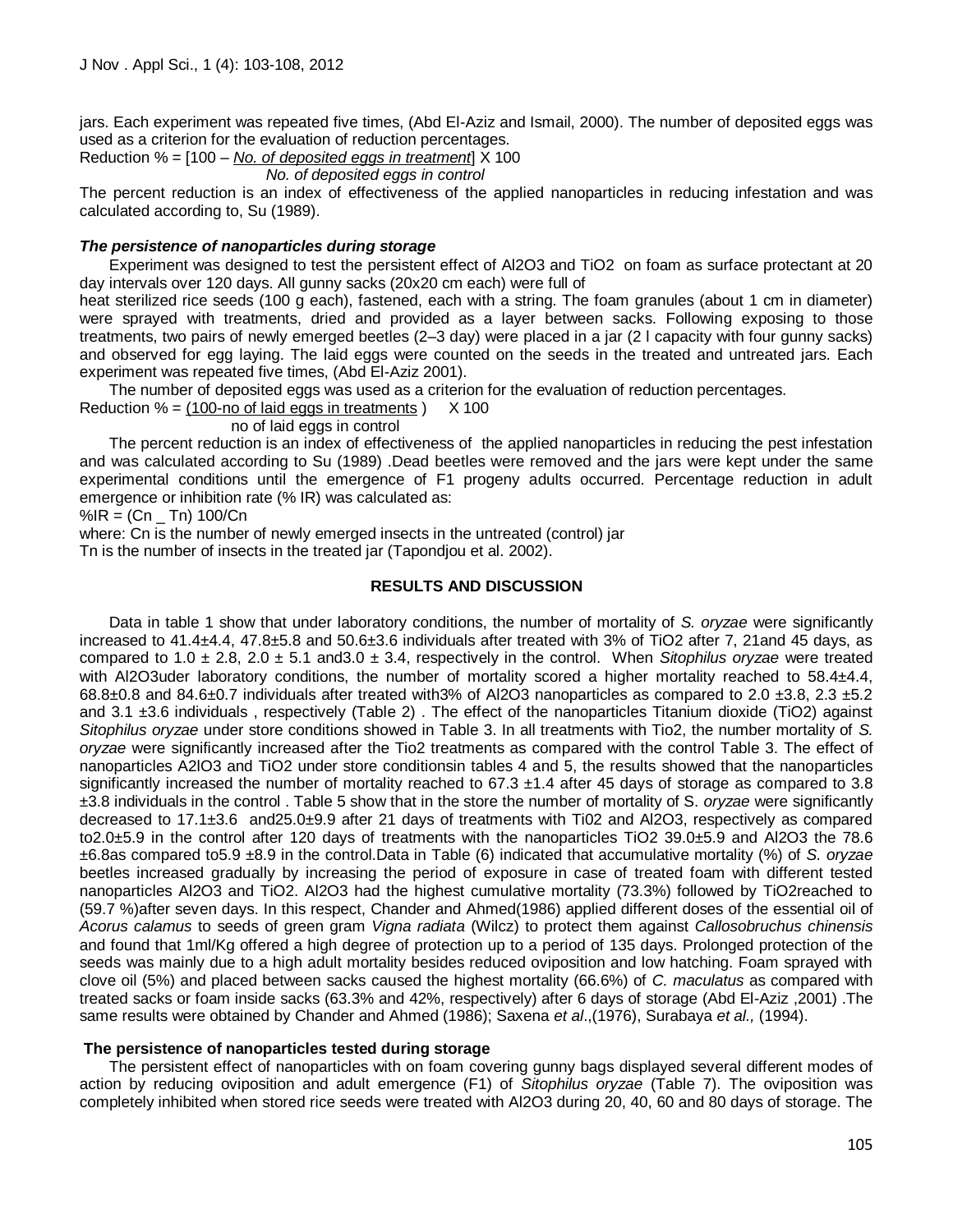jars. Each experiment was repeated five times, (Abd El-Aziz and Ismail, 2000). The number of deposited eggs was used as a criterion for the evaluation of reduction percentages.

$$\text{Reduction \%} = \left[100 - \frac{\text{No. of deposited eggs in treatment}}{\text{No. of deposited eggs in control}}\right] \times 100$$

The percent reduction is an index of effectiveness of the applied nanoparticles in reducing infestation and was calculated according to, Su (1989).

### *The persistence of nanoparticles during storage*

Experiment was designed to test the persistent effect of $Al_2O_3$ and $TiO_2$ on foam as surface protectant at 20 day intervals over 120 days. All gunny sacks (20x20 cm each) were full of heat sterilized rice seeds (100 g each), fastened, each with a string. The foam granules (about 1 cm in diameter) were sprayed with treatments, dried and provided as a layer between sacks. Following exposing to those treatments, two pairs of newly emerged beetles (2–3 day) were placed in a jar (2 l capacity with four gunny sacks) and observed for egg laying. The laid eggs were counted on the seeds in the treated and untreated jars. Each experiment was repeated five times, (Abd El-Aziz 2001).

The number of deposited eggs was used as a criterion for the evaluation of reduction percentages.

$$\text{Reduction \%} = \frac{(100 - \text{no of laid eggs in treatments})}{\text{no of laid eggs in control}} \times 100$$

The percent reduction is an index of effectiveness of the applied nanoparticles in reducing the pest infestation and was calculated according to Su (1989) .Dead beetles were removed and the jars were kept under the same experimental conditions until the emergence of F1 progeny adults occurred. Percentage reduction in adult emergence or inhibition rate (% IR) was calculated as:

$$\%IR = (C_n - T_n)\, 100/C_n$$

where: $C_n$ is the number of newly emerged insects in the untreated (control) jar

$T_n$ is the number of insects in the treated jar (Tapondjou et al. 2002).

## RESULTS AND DISCUSSION

Data in table 1 show that under laboratory conditions, the number of mortality of *S. oryzae* were significantly increased to 41.4±4.4, 47.8±5.8 and 50.6±3.6 individuals after treated with 3% of $TiO_2$ after 7, 21and 45 days, as compared to 1.0 ± 2.8, 2.0 ± 5.1 and3.0 ± 3.4, respectively in the control. When *Sitophilus oryzae* were treated with $Al_2O_3$uder laboratory conditions, the number of mortality scored a higher mortality reached to 58.4±4.4, 68.8±0.8 and 84.6±0.7 individuals after treated with3% of $Al_2O_3$ nanoparticles as compared to 2.0 ±3.8, 2.3 ±5.2 and 3.1 ±3.6 individuals , respectively (Table 2) . The effect of the nanoparticles Titanium dioxide ($TiO_2$) against *Sitophilus oryzae* under store conditions showed in Table 3. In all treatments with Tio2, the number mortality of *S. oryzae* were significantly increased after the Tio2 treatments as compared with the control Table 3. The effect of nanoparticles A2lO3 and $TiO_2$ under store conditionsin tables 4 and 5, the results showed that the nanoparticles significantly increased the number of mortality reached to 67.3 ±1.4 after 45 days of storage as compared to 3.8 ±3.8 individuals in the control . Table 5 show that in the store the number of mortality of S. *oryzae* were significantly decreased to 17.1±3.6 and25.0±9.9 after 21 days of treatments with Ti02 and $Al_2O_3$, respectively as compared to2.0±5.9 in the control after 120 days of treatments with the nanoparticles $TiO_2$ 39.0±5.9 and $Al_2O_3$ the 78.6 ±6.8as compared to5.9 ±8.9 in the control.Data in Table (6) indicated that accumulative mortality (%) of *S. oryzae* beetles increased gradually by increasing the period of exposure in case of treated foam with different tested nanoparticles $Al_2O_3$ and $TiO_2$. $Al_2O_3$ had the highest cumulative mortality (73.3%) followed by $TiO_2$reached to (59.7 %)after seven days. In this respect, Chander and Ahmed(1986) applied different doses of the essential oil of *Acorus calamus* to seeds of green gram *Vigna radiata* (Wilcz) to protect them against *Callosobruchus chinensis* and found that 1ml/Kg offered a high degree of protection up to a period of 135 days. Prolonged protection of the seeds was mainly due to a high adult mortality besides reduced oviposition and low hatching. Foam sprayed with clove oil (5%) and placed between sacks caused the highest mortality (66.6%) of *C. maculatus* as compared with treated sacks or foam inside sacks (63.3% and 42%, respectively) after 6 days of storage (Abd El-Aziz ,2001) .The same results were obtained by Chander and Ahmed (1986); Saxena *et al*.,(1976), Surabaya *et al.,* (1994).

### The persistence of nanoparticles tested during storage

The persistent effect of nanoparticles with on foam covering gunny bags displayed several different modes of action by reducing oviposition and adult emergence (F1) of *Sitophilus oryzae* (Table 7). The oviposition was completely inhibited when stored rice seeds were treated with $Al_2O_3$ during 20, 40, 60 and 80 days of storage. The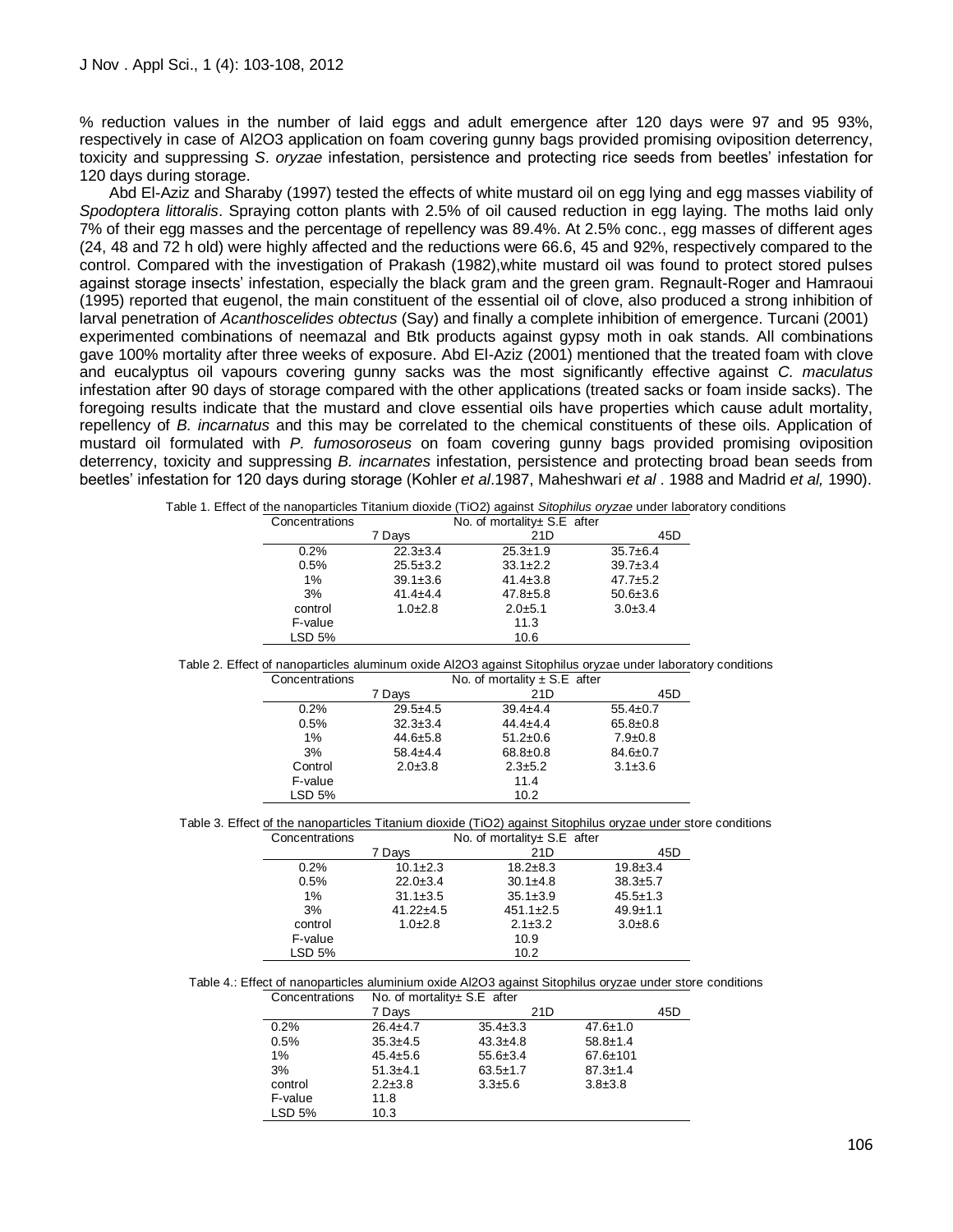% reduction values in the number of laid eggs and adult emergence after 120 days were 97 and 95 93%, respectively in case of $Al_2O_3$ application on foam covering gunny bags provided promising oviposition deterrency, toxicity and suppressing *S. oryzae* infestation, persistence and protecting rice seeds from beetles' infestation for 120 days during storage.

Abd El-Aziz and Sharaby (1997) tested the effects of white mustard oil on egg lying and egg masses viability of *Spodoptera littoralis*. Spraying cotton plants with 2.5% of oil caused reduction in egg laying. The moths laid only 7% of their egg masses and the percentage of repellency was 89.4%. At 2.5% conc., egg masses of different ages (24, 48 and 72 h old) were highly affected and the reductions were 66.6, 45 and 92%, respectively compared to the control. Compared with the investigation of Prakash (1982),white mustard oil was found to protect stored pulses against storage insects' infestation, especially the black gram and the green gram. Regnault-Roger and Hamraoui (1995) reported that eugenol, the main constituent of the essential oil of clove, also produced a strong inhibition of larval penetration of *Acanthoscelides obtectus* (Say) and finally a complete inhibition of emergence. Turcani (2001) experimented combinations of neemazal and Btk products against gypsy moth in oak stands. All combinations gave 100% mortality after three weeks of exposure. Abd El-Aziz (2001) mentioned that the treated foam with clove and eucalyptus oil vapours covering gunny sacks was the most significantly effective against *C. maculatus* infestation after 90 days of storage compared with the other applications (treated sacks or foam inside sacks). The foregoing results indicate that the mustard and clove essential oils have properties which cause adult mortality, repellency of *B. incarnatus* and this may be correlated to the chemical constituents of these oils. Application of mustard oil formulated with *P. fumosoroseus* on foam covering gunny bags provided promising oviposition deterrency, toxicity and suppressing *B. incarnates* infestation, persistence and protecting broad bean seeds from beetles' infestation for 120 days during storage (Kohler *et al*.1987, Maheshwari *et al* . 1988 and Madrid *et al,* 1990).

Table 1. Effect of the nanoparticles Titanium dioxide ($TiO_2$) against *Sitophilus oryzae* under laboratory conditions

| Concentrations | No. of mortality± S.E after | | |
|---|---|---|---|
| | 7 Days | 21D | 45D |
| 0.2% | 22.3±3.4 | 25.3±1.9 | 35.7±6.4 |
| 0.5% | 25.5±3.2 | 33.1±2.2 | 39.7±3.4 |
| 1% | 39.1±3.6 | 41.4±3.8 | 47.7±5.2 |
| 3% | 41.4±4.4 | 47.8±5.8 | 50.6±3.6 |
| control | 1.0±2.8 | 2.0±5.1 | 3.0±3.4 |
| F-value | | 11.3 | |
| LSD 5% | | 10.6 | |

Table 2. Effect of nanoparticles aluminum oxide $Al_2O_3$ against Sitophilus oryzae under laboratory conditions

| Concentrations | No. of mortality ± S.E after | | |
|---|---|---|---|
| | 7 Days | 21D | 45D |
| 0.2% | 29.5±4.5 | 39.4±4.4 | 55.4±0.7 |
| 0.5% | 32.3±3.4 | 44.4±4.4 | 65.8±0.8 |
| 1% | 44.6±5.8 | 51.2±0.6 | 7.9±0.8 |
| 3% | 58.4±4.4 | 68.8±0.8 | 84.6±0.7 |
| Control | 2.0±3.8 | 2.3±5.2 | 3.1±3.6 |
| F-value | | 11.4 | |
| LSD 5% | | 10.2 | |

Table 3. Effect of the nanoparticles Titanium dioxide ($TiO_2$) against Sitophilus oryzae under store conditions

| Concentrations | No. of mortality± S.E after | | |
|---|---|---|---|
| | 7 Days | 21D | 45D |
| 0.2% | 10.1±2.3 | 18.2±8.3 | 19.8±3.4 |
| 0.5% | 22.0±3.4 | 30.1±4.8 | 38.3±5.7 |
| 1% | 31.1±3.5 | 35.1±3.9 | 45.5±1.3 |
| 3% | 41.22±4.5 | 451.1±2.5 | 49.9±1.1 |
| control | 1.0±2.8 | 2.1±3.2 | 3.0±8.6 |
| F-value | | 10.9 | |
| LSD 5% | | 10.2 | |

Table 4.: Effect of nanoparticles aluminium oxide $Al_2O_3$ against Sitophilus oryzae under store conditions

| Concentrations | No. of mortality± S.E after | | |
|---|---|---|---|
| | 7 Days | 21D | 45D |
| 0.2% | 26.4±4.7 | 35.4±3.3 | 47.6±1.0 |
| 0.5% | 35.3±4.5 | 43.3±4.8 | 58.8±1.4 |
| 1% | 45.4±5.6 | 55.6±3.4 | 67.6±101 |
| 3% | 51.3±4.1 | 63.5±1.7 | 87.3±1.4 |
| control | 2.2±3.8 | 3.3±5.6 | 3.8±3.8 |
| F-value | 11.8 | | |
| LSD 5% | 10.3 | | |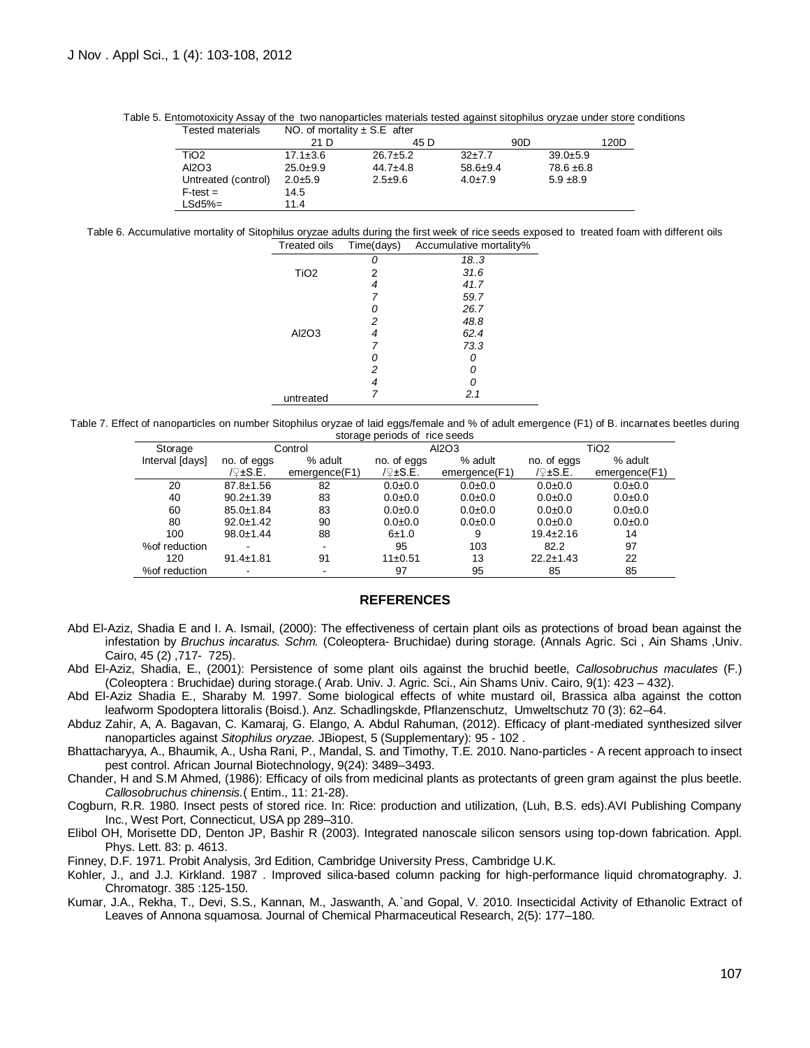Table 5. Entomotoxicity Assay of the two nanoparticles materials tested against sitophilus oryzae under store conditions

| Tested materials | NO. of mortality ± S.E after | | | |
|---|---|---|---|---|
| | 21 D | 45 D | 90D | 120D |
| $TiO_2$ | 17.1±3.6 | 26.7±5.2 | 32±7.7 | 39.0±5.9 |
| $Al_2O_3$ | 25.0±9.9 | 44.7±4.8 | 58.6±9.4 | 78.6 ±6.8 |
| Untreated (control) | 2.0±5.9 | 2.5±9.6 | 4.0±7.9 | 5.9 ±8.9 |
| F-test = | 14.5 | | | |
| LSd5%= | 11.4 | | | |

Table 6. Accumulative mortality of Sitophilus oryzae adults during the first week of rice seeds exposed to treated foam with different oils

| Treated oils | Time(days) | Accumulative mortality% |
|---|---|---|
| | *0* | *18..3* |
| $TiO_2$ | 2 | *31.6* |
| | *4* | *41.7* |
| | *7* | *59.7* |
| | *0* | *26.7* |
| | *2* | *48.8* |
| $Al_2O_3$ | *4* | *62.4* |
| | *7* | *73.3* |
| | *0* | *0* |
| | *2* | *0* |
| | *4* | *0* |
| untreated | *7* | *2.1* |

Table 7. Effect of nanoparticles on number Sitophilus oryzae of laid eggs/female and % of adult emergence (F1) of B. incarnates beetles during storage periods of rice seeds

| Storage | Control | | $Al_2O_3$ | | $TiO_2$ | |
|---|---|---|---|---|---|---|
| Interval [days] | no. of eggs /♀±S.E. | % adult emergence(F1) | no. of eggs /♀±S.E. | % adult emergence(F1) | no. of eggs /♀±S.E. | % adult emergence(F1) |
| 20 | 87.8±1.56 | 82 | 0.0±0.0 | 0.0±0.0 | 0.0±0.0 | 0.0±0.0 |
| 40 | 90.2±1.39 | 83 | 0.0±0.0 | 0.0±0.0 | 0.0±0.0 | 0.0±0.0 |
| 60 | 85.0±1.84 | 83 | 0.0±0.0 | 0.0±0.0 | 0.0±0.0 | 0.0±0.0 |
| 80 | 92.0±1.42 | 90 | 0.0±0.0 | 0.0±0.0 | 0.0±0.0 | 0.0±0.0 |
| 100 | 98.0±1.44 | 88 | 6±1.0 | 9 | 19.4±2.16 | 14 |
| %of reduction | - | - | 95 | 103 | 82.2 | 97 |
| 120 | 91.4±1.81 | 91 | 11±0.51 | 13 | 22.2±1.43 | 22 |
| %of reduction | - | - | 97 | 95 | 85 | 85 |

## REFERENCES

Abd El-Aziz, Shadia E and I. A. Ismail, (2000): The effectiveness of certain plant oils as protections of broad bean against the infestation by *Bruchus incaratus. Schm.* (Coleoptera- Bruchidae) during storage. (Annals Agric. Sci , Ain Shams ,Univ. Cairo, 45 (2) ,717- 725).

Abd El-Aziz, Shadia, E., (2001): Persistence of some plant oils against the bruchid beetle, *Callosobruchus maculates* (F.) (Coleoptera : Bruchidae) during storage.( Arab. Univ. J. Agric. Sci., Ain Shams Univ. Cairo, 9(1): 423 – 432).

Abd El-Aziz Shadia E., Sharaby M. 1997. Some biological effects of white mustard oil, Brassica alba against the cotton leafworm Spodoptera littoralis (Boisd.). Anz. Schadlingskde, Pflanzenschutz, Umweltschutz 70 (3): 62–64.

Abduz Zahir, A, A. Bagavan, C. Kamaraj, G. Elango, A. Abdul Rahuman, (2012). Efficacy of plant-mediated synthesized silver nanoparticles against *Sitophilus oryzae.* JBiopest, 5 (Supplementary): 95 - 102 .

Bhattacharyya, A., Bhaumik, A., Usha Rani, P., Mandal, S. and Timothy, T.E. 2010. Nano-particles - A recent approach to insect pest control. African Journal Biotechnology, 9(24): 3489–3493.

Chander, H and S.M Ahmed, (1986): Efficacy of oils from medicinal plants as protectants of green gram against the plus beetle. *Callosobruchus chinensis.*( Entim., 11: 21-28).

Cogburn, R.R. 1980. Insect pests of stored rice. In: Rice: production and utilization, (Luh, B.S. eds).AVI Publishing Company Inc., West Port, Connecticut, USA pp 289–310.

Elibol OH, Morisette DD, Denton JP, Bashir R (2003). Integrated nanoscale silicon sensors using top-down fabrication. Appl. Phys. Lett. 83: p. 4613.

Finney, D.F. 1971. Probit Analysis, 3rd Edition, Cambridge University Press, Cambridge U.K.

Kohler, J., and J.J. Kirkland. 1987 . Improved silica-based column packing for high-performance liquid chromatography. J. Chromatogr. 385 :125-150.

Kumar, J.A., Rekha, T., Devi, S.S., Kannan, M., Jaswanth, A.`and Gopal, V. 2010. Insecticidal Activity of Ethanolic Extract of Leaves of Annona squamosa. Journal of Chemical Pharmaceutical Research, 2(5): 177–180.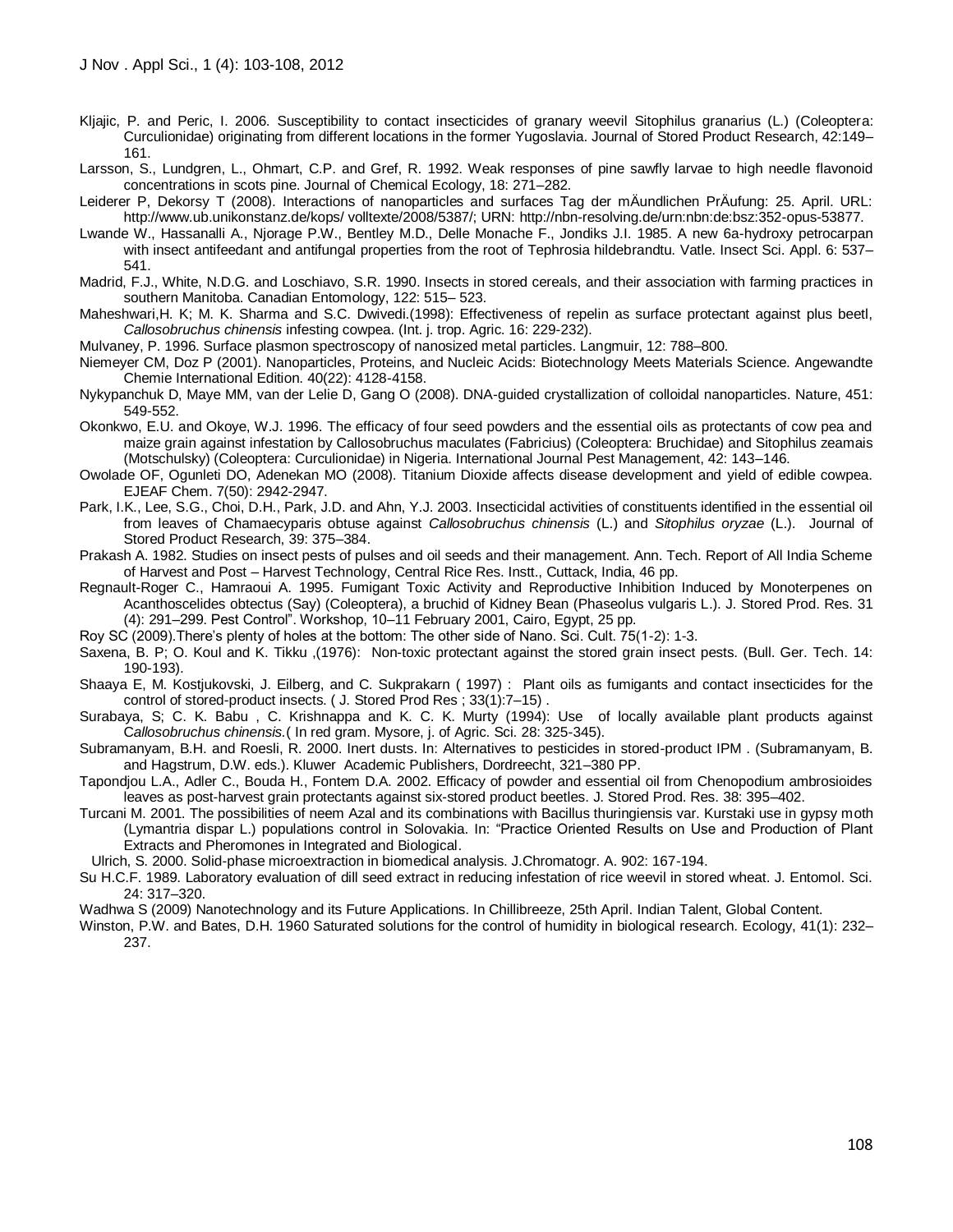Kljajic, P. and Peric, I. 2006. Susceptibility to contact insecticides of granary weevil Sitophilus granarius (L.) (Coleoptera: Curculionidae) originating from different locations in the former Yugoslavia. Journal of Stored Product Research, 42:149–161.

Larsson, S., Lundgren, L., Ohmart, C.P. and Gref, R. 1992. Weak responses of pine sawfly larvae to high needle flavonoid concentrations in scots pine. Journal of Chemical Ecology, 18: 271–282.

Leiderer P, Dekorsy T (2008). Interactions of nanoparticles and surfaces Tag der mÄundlichen PrÄufung: 25. April. URL: http://www.ub.unikonstanz.de/kops/ volltexte/2008/5387/; URN: http://nbn-resolving.de/urn:nbn:de:bsz:352-opus-53877.

Lwande W., Hassanalli A., Njorage P.W., Bentley M.D., Delle Monache F., Jondiks J.I. 1985. A new 6a-hydroxy petrocarpan with insect antifeedant and antifungal properties from the root of Tephrosia hildebrandtu. Vatle. Insect Sci. Appl. 6: 537–541.

Madrid, F.J., White, N.D.G. and Loschiavo, S.R. 1990. Insects in stored cereals, and their association with farming practices in southern Manitoba. Canadian Entomology, 122: 515– 523.

Maheshwari,H. K; M. K. Sharma and S.C. Dwivedi.(1998): Effectiveness of repelin as surface protectant against plus beetl, *Callosobruchus chinensis* infesting cowpea. (Int. j. trop. Agric. 16: 229-232).

Mulvaney, P. 1996. Surface plasmon spectroscopy of nanosized metal particles. Langmuir, 12: 788–800.

Niemeyer CM, Doz P (2001). Nanoparticles, Proteins, and Nucleic Acids: Biotechnology Meets Materials Science. Angewandte Chemie International Edition. 40(22): 4128-4158.

Nykypanchuk D, Maye MM, van der Lelie D, Gang O (2008). DNA-guided crystallization of colloidal nanoparticles. Nature, 451: 549-552.

Okonkwo, E.U. and Okoye, W.J. 1996. The efficacy of four seed powders and the essential oils as protectants of cow pea and maize grain against infestation by Callosobruchus maculates (Fabricius) (Coleoptera: Bruchidae) and Sitophilus zeamais (Motschulsky) (Coleoptera: Curculionidae) in Nigeria. International Journal Pest Management, 42: 143–146.

Owolade OF, Ogunleti DO, Adenekan MO (2008). Titanium Dioxide affects disease development and yield of edible cowpea. EJEAF Chem. 7(50): 2942-2947.

Park, I.K., Lee, S.G., Choi, D.H., Park, J.D. and Ahn, Y.J. 2003. Insecticidal activities of constituents identified in the essential oil from leaves of Chamaecyparis obtuse against *Callosobruchus chinensis* (L.) and *Sitophilus oryzae* (L.). Journal of Stored Product Research, 39: 375–384.

Prakash A. 1982. Studies on insect pests of pulses and oil seeds and their management. Ann. Tech. Report of All India Scheme of Harvest and Post – Harvest Technology, Central Rice Res. Instt., Cuttack, India, 46 pp.

Regnault-Roger C., Hamraoui A. 1995. Fumigant Toxic Activity and Reproductive Inhibition Induced by Monoterpenes on Acanthoscelides obtectus (Say) (Coleoptera), a bruchid of Kidney Bean (Phaseolus vulgaris L.). J. Stored Prod. Res. 31 (4): 291–299. Pest Control". Workshop, 10–11 February 2001, Cairo, Egypt, 25 pp.

Roy SC (2009).There's plenty of holes at the bottom: The other side of Nano. Sci. Cult. 75(1-2): 1-3.

Saxena, B. P; O. Koul and K. Tikku ,(1976): Non-toxic protectant against the stored grain insect pests. (Bull. Ger. Tech. 14: 190-193).

Shaaya E, M. Kostjukovski, J. Eilberg, and C. Sukprakarn ( 1997) : Plant oils as fumigants and contact insecticides for the control of stored-product insects. ( J. Stored Prod Res ; 33(1):7–15) .

Surabaya, S; C. K. Babu , C. Krishnappa and K. C. K. Murty (1994): Use of locally available plant products against *Callosobruchus chinensis*.( In red gram. Mysore, j. of Agric. Sci. 28: 325-345).

Subramanyam, B.H. and Roesli, R. 2000. Inert dusts. In: Alternatives to pesticides in stored-product IPM . (Subramanyam, B. and Hagstrum, D.W. eds.). Kluwer Academic Publishers, Dordreecht, 321–380 PP.

Tapondjou L.A., Adler C., Bouda H., Fontem D.A. 2002. Efficacy of powder and essential oil from Chenopodium ambrosioides leaves as post-harvest grain protectants against six-stored product beetles. J. Stored Prod. Res. 38: 395–402.

Turcani M. 2001. The possibilities of neem Azal and its combinations with Bacillus thuringiensis var. Kurstaki use in gypsy moth (Lymantria dispar L.) populations control in Solovakia. In: "Practice Oriented Results on Use and Production of Plant Extracts and Pheromones in Integrated and Biological.

Ulrich, S. 2000. Solid-phase microextraction in biomedical analysis. J.Chromatogr. A. 902: 167-194.

Su H.C.F. 1989. Laboratory evaluation of dill seed extract in reducing infestation of rice weevil in stored wheat. J. Entomol. Sci. 24: 317–320.

Wadhwa S (2009) Nanotechnology and its Future Applications. In Chillibreeze, 25th April. Indian Talent, Global Content.

Winston, P.W. and Bates, D.H. 1960 Saturated solutions for the control of humidity in biological research. Ecology, 41(1): 232–237.